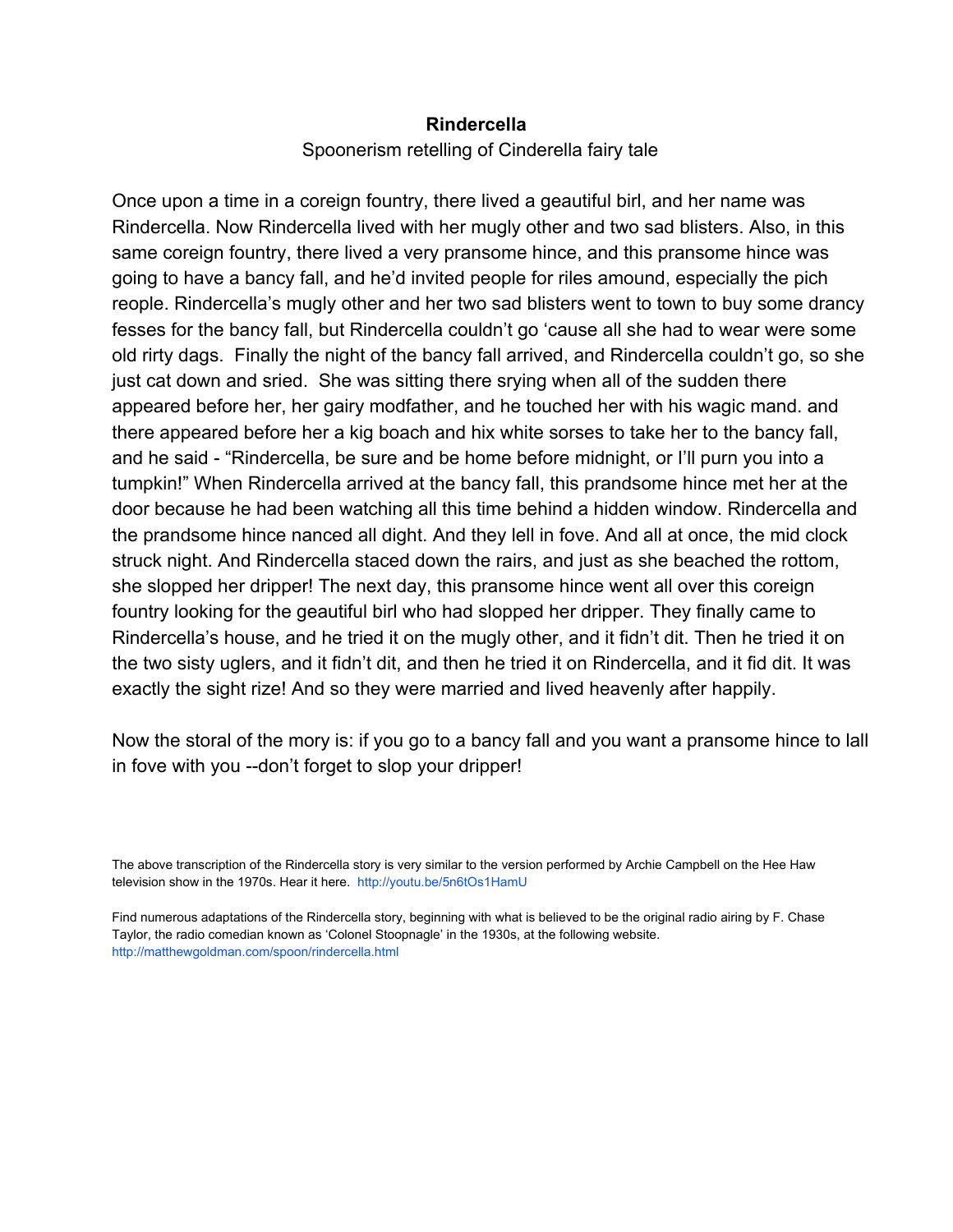**Rindercella**

Spoonerism retelling of Cinderella fairy tale

Once upon a time in a coreign fountry, there lived a geautiful birl, and her name was Rindercella. Now Rindercella lived with her mugly other and two sad blisters. Also, in this same coreign fountry, there lived a very pransome hince, and this pransome hince was going to have a bancy fall, and he'd invited people for riles amound, especially the pich reople. Rindercella's mugly other and her two sad blisters went to town to buy some drancy fesses for the bancy fall, but Rindercella couldn't go 'cause all she had to wear were some old rirty dags.  Finally the night of the bancy fall arrived, and Rindercella couldn't go, so she just cat down and sried.  She was sitting there srying when all of the sudden there appeared before her, her gairy modfather, and he touched her with his wagic mand. and there appeared before her a kig boach and hix white sorses to take her to the bancy fall, and he said - "Rindercella, be sure and be home before midnight, or I'll purn you into a tumpkin!" When Rindercella arrived at the bancy fall, this prandsome hince met her at the door because he had been watching all this time behind a hidden window. Rindercella and the prandsome hince nanced all dight. And they lell in fove. And all at once, the mid clock struck night. And Rindercella staced down the rairs, and just as she beached the rottom, she slopped her dripper! The next day, this pransome hince went all over this coreign fountry looking for the geautiful birl who had slopped her dripper. They finally came to Rindercella's house, and he tried it on the mugly other, and it fidn't dit. Then he tried it on the two sisty uglers, and it fidn't dit, and then he tried it on Rindercella, and it fid dit. It was exactly the sight rize! And so they were married and lived heavenly after happily.

Now the storal of the mory is: if you go to a bancy fall and you want a pransome hince to lall in fove with you --don't forget to slop your dripper!

The above transcription of the Rindercella story is very similar to the version performed by Archie Campbell on the Hee Haw television show in the 1970s. Hear it here. http://youtu.be/5n6tOs1HamU

Find numerous adaptations of the Rindercella story, beginning with what is believed to be the original radio airing by F. Chase Taylor, the radio comedian known as 'Colonel Stoopnagle' in the 1930s, at the following website. http://matthewgoldman.com/spoon/rindercella.html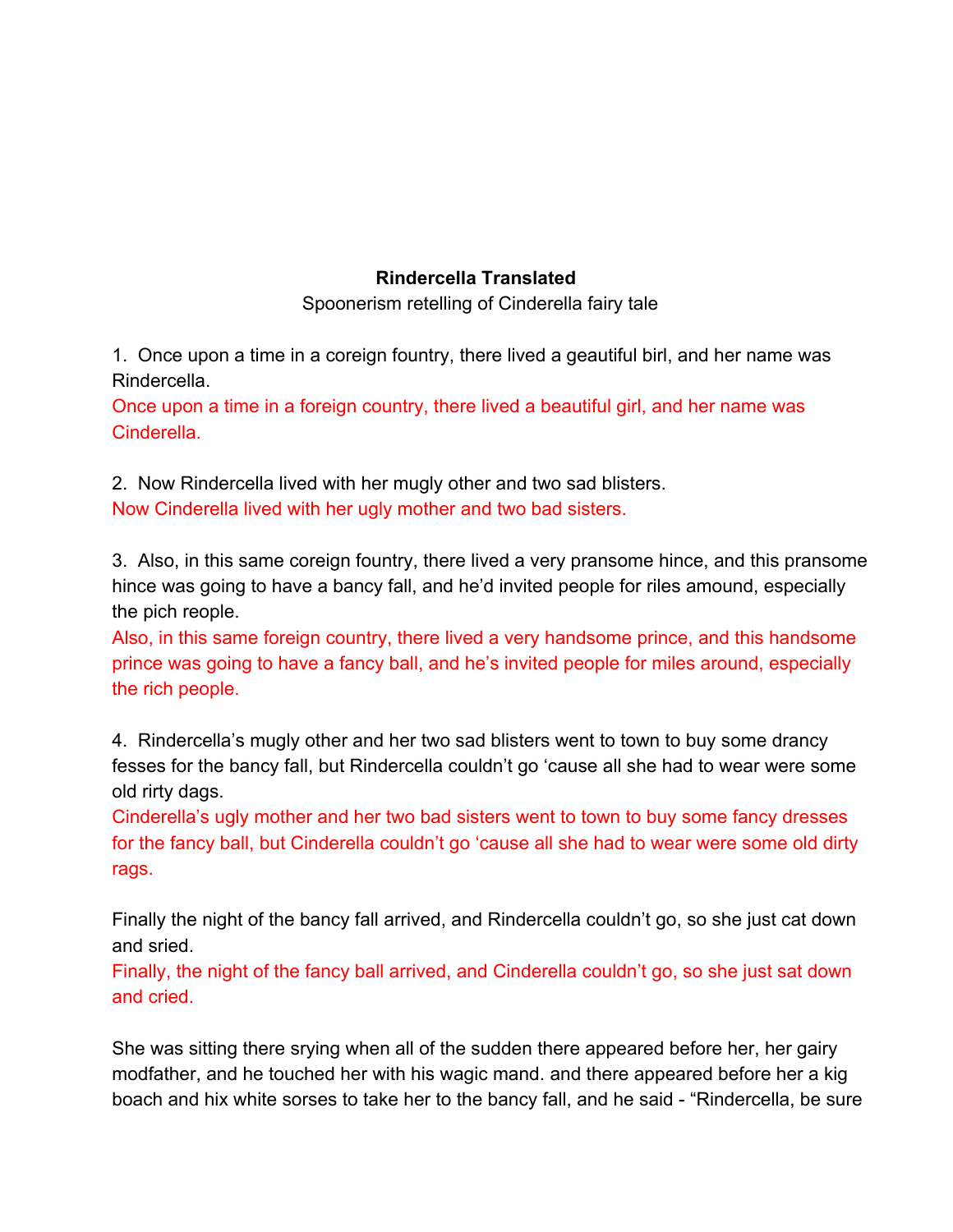**Rindercella Translated**

Spoonerism retelling of Cinderella fairy tale

1. Once upon a time in a coreign fountry, there lived a geautiful birl, and her name was Rindercella.

Once upon a time in a foreign country, there lived a beautiful girl, and her name was Cinderella.

2. Now Rindercella lived with her mugly other and two sad blisters.

Now Cinderella lived with her ugly mother and two bad sisters.

3. Also, in this same coreign fountry, there lived a very pransome hince, and this pransome hince was going to have a bancy fall, and he'd invited people for riles amound, especially the pich reople.

Also, in this same foreign country, there lived a very handsome prince, and this handsome prince was going to have a fancy ball, and he's invited people for miles around, especially the rich people.

4. Rindercella's mugly other and her two sad blisters went to town to buy some drancy fesses for the bancy fall, but Rindercella couldn't go 'cause all she had to wear were some old rirty dags.

Cinderella's ugly mother and her two bad sisters went to town to buy some fancy dresses for the fancy ball, but Cinderella couldn't go 'cause all she had to wear were some old dirty rags.

Finally the night of the bancy fall arrived, and Rindercella couldn't go, so she just cat down and sried.

Finally, the night of the fancy ball arrived, and Cinderella couldn't go, so she just sat down and cried.

She was sitting there srying when all of the sudden there appeared before her, her gairy modfather, and he touched her with his wagic mand. and there appeared before her a kig boach and hix white sorses to take her to the bancy fall, and he said - "Rindercella, be sure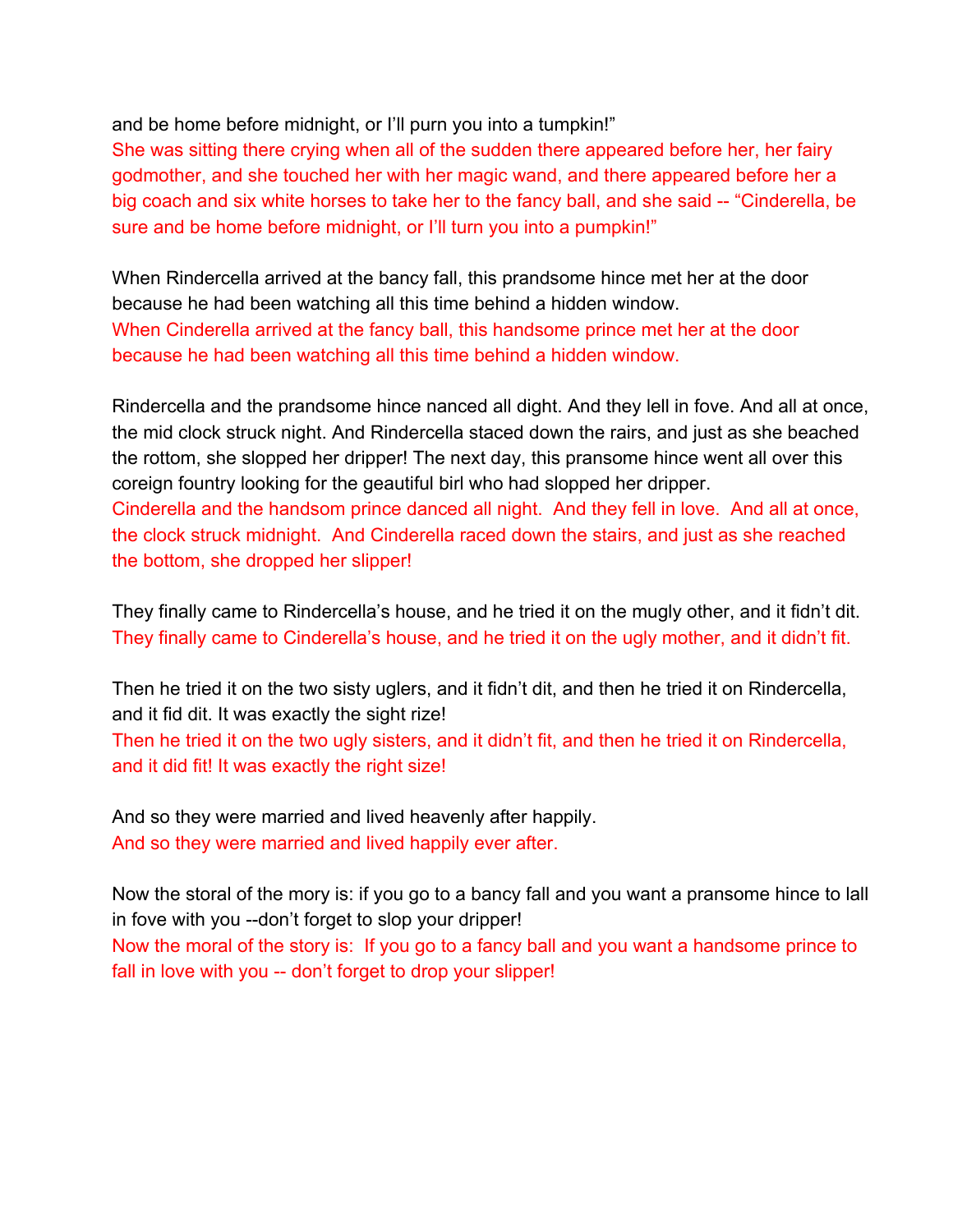and be home before midnight, or I'll purn you into a tumpkin!"

She was sitting there crying when all of the sudden there appeared before her, her fairy godmother, and she touched her with her magic wand, and there appeared before her a big coach and six white horses to take her to the fancy ball, and she said -- "Cinderella, be sure and be home before midnight, or I'll turn you into a pumpkin!"

When Rindercella arrived at the bancy fall, this prandsome hince met her at the door because he had been watching all this time behind a hidden window.

When Cinderella arrived at the fancy ball, this handsome prince met her at the door because he had been watching all this time behind a hidden window.

Rindercella and the prandsome hince nanced all dight. And they lell in fove. And all at once, the mid clock struck night. And Rindercella staced down the rairs, and just as she beached the rottom, she slopped her dripper! The next day, this pransome hince went all over this coreign fountry looking for the geautiful birl who had slopped her dripper.

Cinderella and the handsom prince danced all night. And they fell in love. And all at once, the clock struck midnight. And Cinderella raced down the stairs, and just as she reached the bottom, she dropped her slipper!

They finally came to Rindercella's house, and he tried it on the mugly other, and it fidn't dit.

They finally came to Cinderella's house, and he tried it on the ugly mother, and it didn't fit.

Then he tried it on the two sisty uglers, and it fidn't dit, and then he tried it on Rindercella, and it fid dit. It was exactly the sight rize!

Then he tried it on the two ugly sisters, and it didn't fit, and then he tried it on Rindercella, and it did fit! It was exactly the right size!

And so they were married and lived heavenly after happily.

And so they were married and lived happily ever after.

Now the storal of the mory is: if you go to a bancy fall and you want a pransome hince to lall in fove with you --don't forget to slop your dripper!

Now the moral of the story is: If you go to a fancy ball and you want a handsome prince to fall in love with you -- don't forget to drop your slipper!